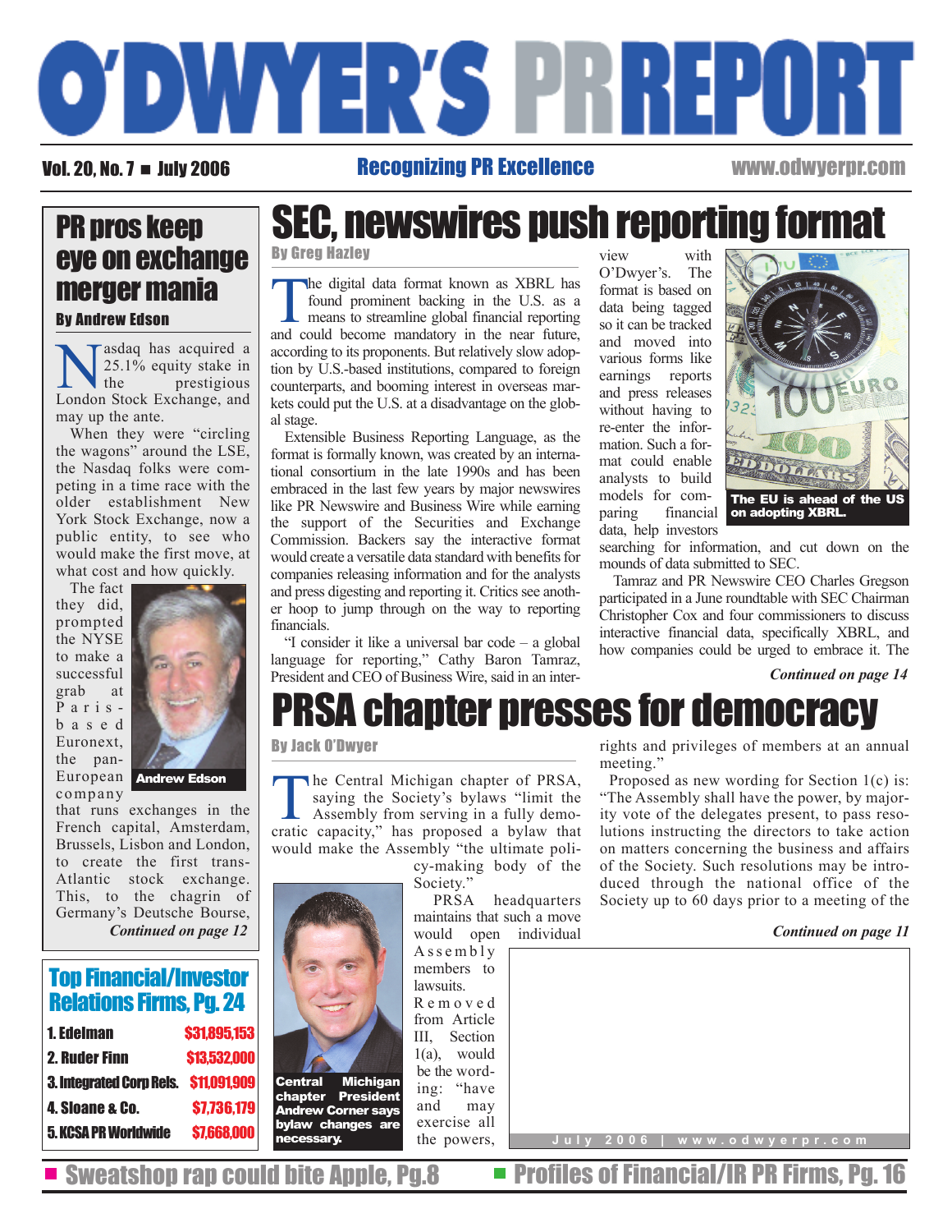# O'DWYER'S PR REPORT

Vol. 20, No. 7 ■ July 2006 — Recognizing PR Excellence — www.odwyerpr.com

## SEC, newswires push reporting format

**By Greg Hazley**

The digital data format known as XBRL has found prominent backing in the U.S. as a means to streamline global financial reporting and could become mandatory in the near future, according to its proponents. But relatively slow adoption by U.S.-based institutions, compared to foreign counterparts, and booming interest in overseas markets could put the U.S. at a disadvantage on the global stage.

Extensible Business Reporting Language, as the format is formally known, was created by an international consortium in the late 1990s and has been embraced in the last few years by major newswires like PR Newswire and Business Wire while earning the support of the Securities and Exchange Commission. Backers say the interactive format would create a versatile data standard with benefits for companies releasing information and for the analysts and press digesting and reporting it. Critics see another hoop to jump through on the way to reporting financials.

"I consider it like a universal bar code – a global language for reporting," Cathy Baron Tamraz, President and CEO of Business Wire, said in an interview with O'Dwyer's. The format is based on data being tagged so it can be tracked and moved into various forms like earnings reports and press releases without having to re-enter the information. Such a format could enable analysts to build models for comparing financial data, help investors searching for information, and cut down on the mounds of data submitted to SEC.

The EU is ahead of the US on adopting XBRL.

Tamraz and PR Newswire CEO Charles Gregson participated in a June roundtable with SEC Chairman Christopher Cox and four commissioners to discuss interactive financial data, specifically XBRL, and how companies could be urged to embrace it. The

*Continued on page 14*

## PR pros keep eye on exchange merger mania

**By Andrew Edson**

Nasdaq has acquired a 25.1% equity stake in the prestigious London Stock Exchange, and may up the ante.

When they were "circling the wagons" around the LSE, the Nasdaq folks were competing in a time race with the older establishment New York Stock Exchange, now a public entity, to see who would make the first move, at what cost and how quickly.

Andrew Edson

The fact they did, prompted the NYSE to make a successful grab at Paris-based Euronext, the pan-European company that runs exchanges in the French capital, Amsterdam, Brussels, Lisbon and London, to create the first trans-Atlantic stock exchange. This, to the chagrin of Germany's Deutsche Bourse,

*Continued on page 12*

## PRSA chapter presses for democracy

**By Jack O'Dwyer**

The Central Michigan chapter of PRSA, saying the Society's bylaws "limit the Assembly from serving in a fully democratic capacity," has proposed a bylaw that would make the Assembly "the ultimate policy-making body of the Society."

Central Michigan chapter President Andrew Corner says bylaw changes are necessary.

PRSA headquarters maintains that such a move would open individual Assembly members to lawsuits.

Removed from Article III, Section 1(a), would be the wording: "have and may exercise all the powers, rights and privileges of members at an annual meeting."

Proposed as new wording for Section 1(c) is: "The Assembly shall have the power, by majority vote of the delegates present, to pass resolutions instructing the directors to take action on matters concerning the business and affairs of the Society. Such resolutions may be introduced through the national office of the Society up to 60 days prior to a meeting of the

*Continued on page 11*

## Top Financial/Investor Relations Firms, Pg. 24

| Firm | Fees |
|---|---|
| 1. Edelman | $31,895,153 |
| 2. Ruder Finn | $13,532,000 |
| 3. Integrated Corp Rels. | $11,091,909 |
| 4. Sloane & Co. | $7,736,179 |
| 5. KCSA PR Worldwide | $7,668,000 |

■ Sweatshop rap could bite Apple, Pg. 8

■ Profiles of Financial/IR PR Firms, Pg. 16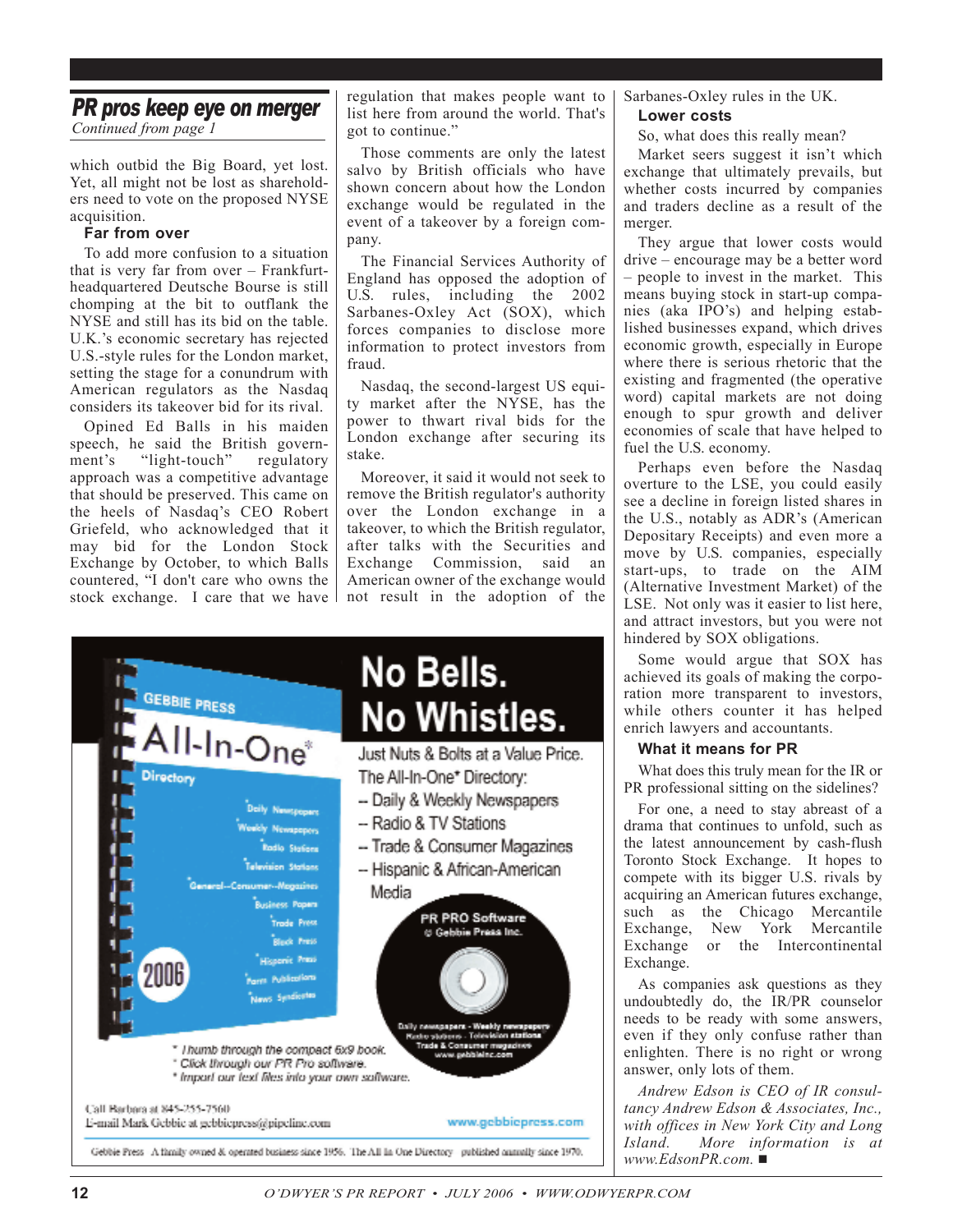# PR pros keep eye on merger

*Continued from page 1*

which outbid the Big Board, yet lost. Yet, all might not be lost as shareholders need to vote on the proposed NYSE acquisition.

### Far from over

To add more confusion to a situation that is very far from over – Frankfurt-headquartered Deutsche Bourse is still chomping at the bit to outflank the NYSE and still has its bid on the table. U.K.'s economic secretary has rejected U.S.-style rules for the London market, setting the stage for a conundrum with American regulators as the Nasdaq considers its takeover bid for its rival.

Opined Ed Balls in his maiden speech, he said the British government's "light-touch" regulatory approach was a competitive advantage that should be preserved. This came on the heels of Nasdaq's CEO Robert Griefeld, who acknowledged that it may bid for the London Stock Exchange by October, to which Balls countered, "I don't care who owns the stock exchange. I care that we have regulation that makes people want to list here from around the world. That's got to continue."

Those comments are only the latest salvo by British officials who have shown concern about how the London exchange would be regulated in the event of a takeover by a foreign company.

The Financial Services Authority of England has opposed the adoption of U.S. rules, including the 2002 Sarbanes-Oxley Act (SOX), which forces companies to disclose more information to protect investors from fraud.

Nasdaq, the second-largest US equity market after the NYSE, has the power to thwart rival bids for the London exchange after securing its stake.

Moreover, it said it would not seek to remove the British regulator's authority over the London exchange in a takeover, to which the British regulator, after talks with the Securities and Exchange Commission, said an American owner of the exchange would not result in the adoption of the Sarbanes-Oxley rules in the UK.

### Lower costs

So, what does this really mean?

Market seers suggest it isn't which exchange that ultimately prevails, but whether costs incurred by companies and traders decline as a result of the merger.

They argue that lower costs would drive – encourage may be a better word – people to invest in the market. This means buying stock in start-up companies (aka IPO's) and helping established businesses expand, which drives economic growth, especially in Europe where there is serious rhetoric that the existing and fragmented (the operative word) capital markets are not doing enough to spur growth and deliver economies of scale that have helped to fuel the U.S. economy.

Perhaps even before the Nasdaq overture to the LSE, you could easily see a decline in foreign listed shares in the U.S., notably as ADR's (American Depositary Receipts) and even more a move by U.S. companies, especially start-ups, to trade on the AIM (Alternative Investment Market) of the LSE. Not only was it easier to list here, and attract investors, but you were not hindered by SOX obligations.

Some would argue that SOX has achieved its goals of making the corporation more transparent to investors, while others counter it has helped enrich lawyers and accountants.

### What it means for PR

What does this truly mean for the IR or PR professional sitting on the sidelines?

For one, a need to stay abreast of a drama that continues to unfold, such as the latest announcement by cash-flush Toronto Stock Exchange. It hopes to compete with its bigger U.S. rivals by acquiring an American futures exchange, such as the Chicago Mercantile Exchange, New York Mercantile Exchange or the Intercontinental Exchange.

As companies ask questions as they undoubtedly do, the IR/PR counselor needs to be ready with some answers, even if they only confuse rather than enlighten. There is no right or wrong answer, only lots of them.

*Andrew Edson is CEO of IR consultancy Andrew Edson & Associates, Inc., with offices in New York City and Long Island. More information is at www.EdsonPR.com.* ■

---

GEBBIE PRESS All-In-One* Directory 2006

Daily Newspapers
Weekly Newspapers
Radio Stations
Television Stations
General—Consumer—Magazines
Business Papers
Trade Press
Black Press
Hispanic Press
Farm Publications
News Syndicates

**No Bells. No Whistles.**

Just Nuts & Bolts at a Value Price.

The All-In-One* Directory:

- Daily & Weekly Newspapers
- Radio & TV Stations
- Trade & Consumer Magazines
- Hispanic & African-American Media

PR PRO Software © Gebbie Press Inc.

Daily newspapers - Weekly newspapers
Radio stations - Television stations
Trade & Consumer magazines
www.gebbieinc.com

* Thumb through the compact 6x9 book.
* Click through our PR Pro software.
* Import our text files into your own software.

Call Barbara at 845-255-7560
E-mail Mark Gebbie at gebbiepress@pipeline.com

www.gebbiepress.com

Gebbie Press A family owned & operated business since 1955. The All In One Directory published annually since 1970.